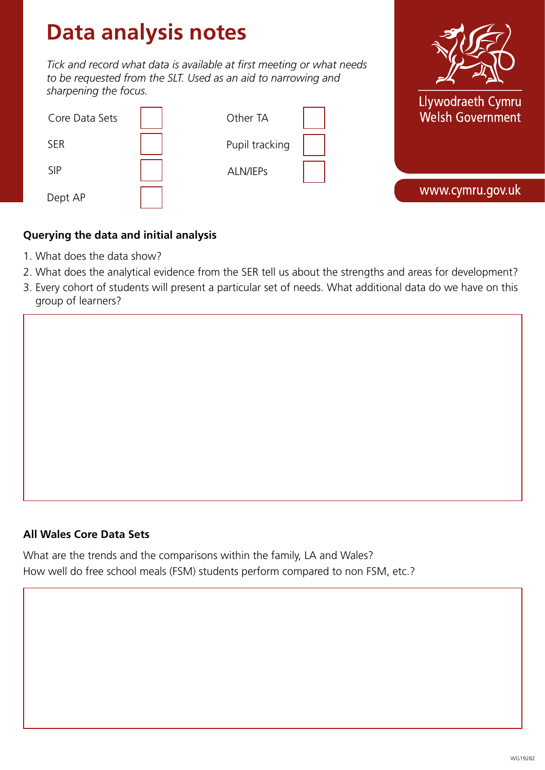# Data analysis notes

*Tick and record what data is available at first meeting or what needs to be requested from the SLT. Used as an aid to narrowing and sharpening the focus.*

| | | | |
|---|---|---|---|
| Core Data Sets | ☐ | Other TA | ☐ |
| SER | ☐ | Pupil tracking | ☐ |
| SIP | ☐ | ALN/IEPs | ☐ |
| Dept AP | ☐ | | |

Llywodraeth Cymru
Welsh Government

www.cymru.gov.uk

**Querying the data and initial analysis**

1. What does the data show?
2. What does the analytical evidence from the SER tell us about the strengths and areas for development?
3. Every cohort of students will present a particular set of needs. What additional data do we have on this group of learners?

**All Wales Core Data Sets**

What are the trends and the comparisons within the family, LA and Wales?
How well do free school meals (FSM) students perform compared to non FSM, etc.?

WG19282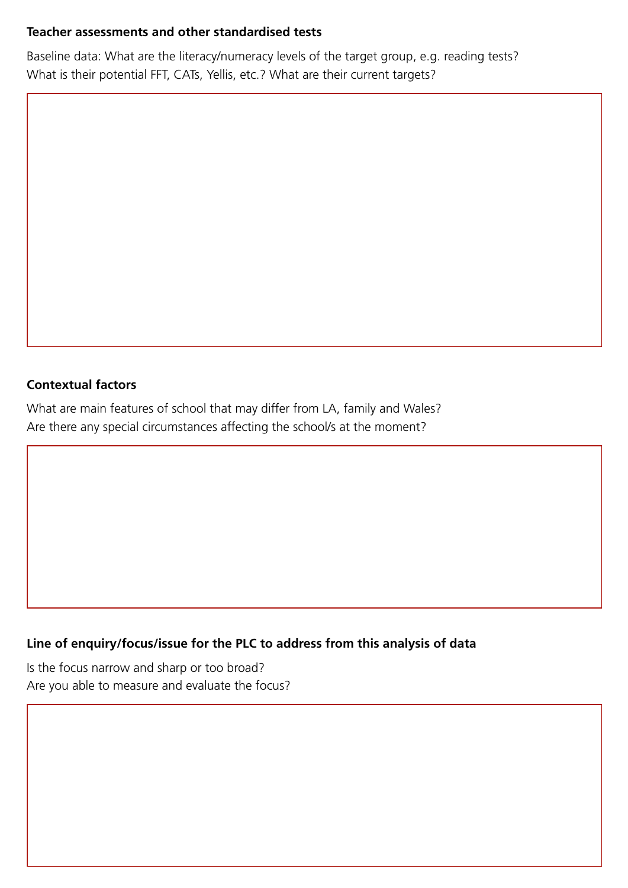**Teacher assessments and other standardised tests**

Baseline data: What are the literacy/numeracy levels of the target group, e.g. reading tests?
What is their potential FFT, CATs, Yellis, etc.? What are their current targets?

**Contextual factors**

What are main features of school that may differ from LA, family and Wales?
Are there any special circumstances affecting the school/s at the moment?

**Line of enquiry/focus/issue for the PLC to address from this analysis of data**

Is the focus narrow and sharp or too broad?
Are you able to measure and evaluate the focus?